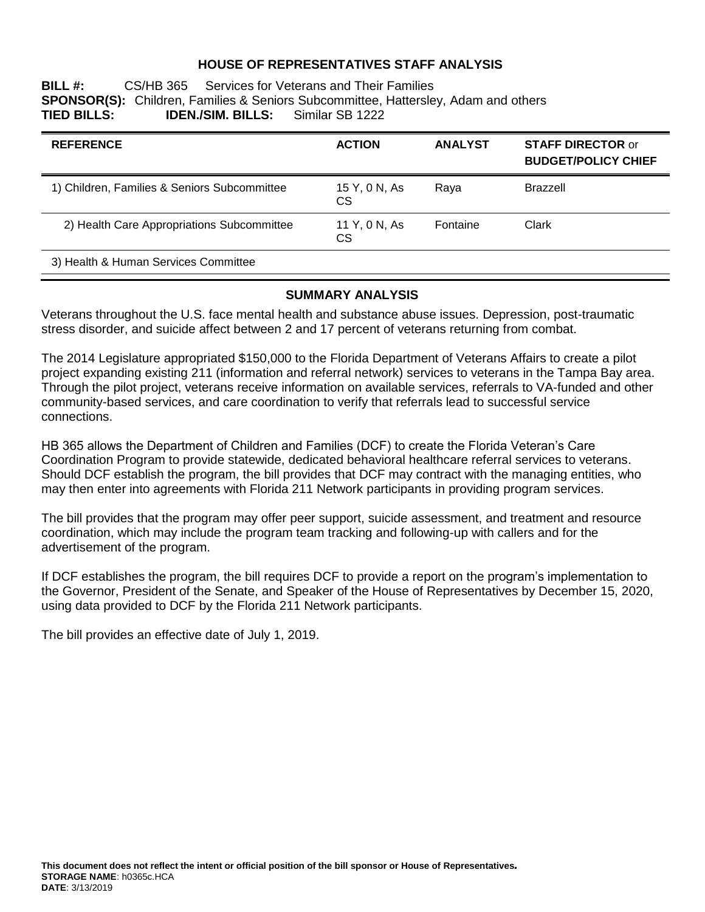# HOUSE OF REPRESENTATIVES STAFF ANALYSIS

**BILL #:** CS/HB 365 Services for Veterans and Their Families
**SPONSOR(S):** Children, Families & Seniors Subcommittee, Hattersley, Adam and others
**TIED BILLS:** **IDEN./SIM. BILLS:** Similar SB 1222

| REFERENCE | ACTION | ANALYST | STAFF DIRECTOR or BUDGET/POLICY CHIEF |
|---|---|---|---|
| 1) Children, Families & Seniors Subcommittee | 15 Y, 0 N, As CS | Raya | Brazzell |
| 2) Health Care Appropriations Subcommittee | 11 Y, 0 N, As CS | Fontaine | Clark |
| 3) Health & Human Services Committee | | | |

## SUMMARY ANALYSIS

Veterans throughout the U.S. face mental health and substance abuse issues. Depression, post-traumatic stress disorder, and suicide affect between 2 and 17 percent of veterans returning from combat.

The 2014 Legislature appropriated $150,000 to the Florida Department of Veterans Affairs to create a pilot project expanding existing 211 (information and referral network) services to veterans in the Tampa Bay area. Through the pilot project, veterans receive information on available services, referrals to VA-funded and other community-based services, and care coordination to verify that referrals lead to successful service connections.

HB 365 allows the Department of Children and Families (DCF) to create the Florida Veteran's Care Coordination Program to provide statewide, dedicated behavioral healthcare referral services to veterans. Should DCF establish the program, the bill provides that DCF may contract with the managing entities, who may then enter into agreements with Florida 211 Network participants in providing program services.

The bill provides that the program may offer peer support, suicide assessment, and treatment and resource coordination, which may include the program team tracking and following-up with callers and for the advertisement of the program.

If DCF establishes the program, the bill requires DCF to provide a report on the program's implementation to the Governor, President of the Senate, and Speaker of the House of Representatives by December 15, 2020, using data provided to DCF by the Florida 211 Network participants.

The bill provides an effective date of July 1, 2019.

**This document does not reflect the intent or official position of the bill sponsor or House of Representatives.**
**STORAGE NAME**: h0365c.HCA
**DATE**: 3/13/2019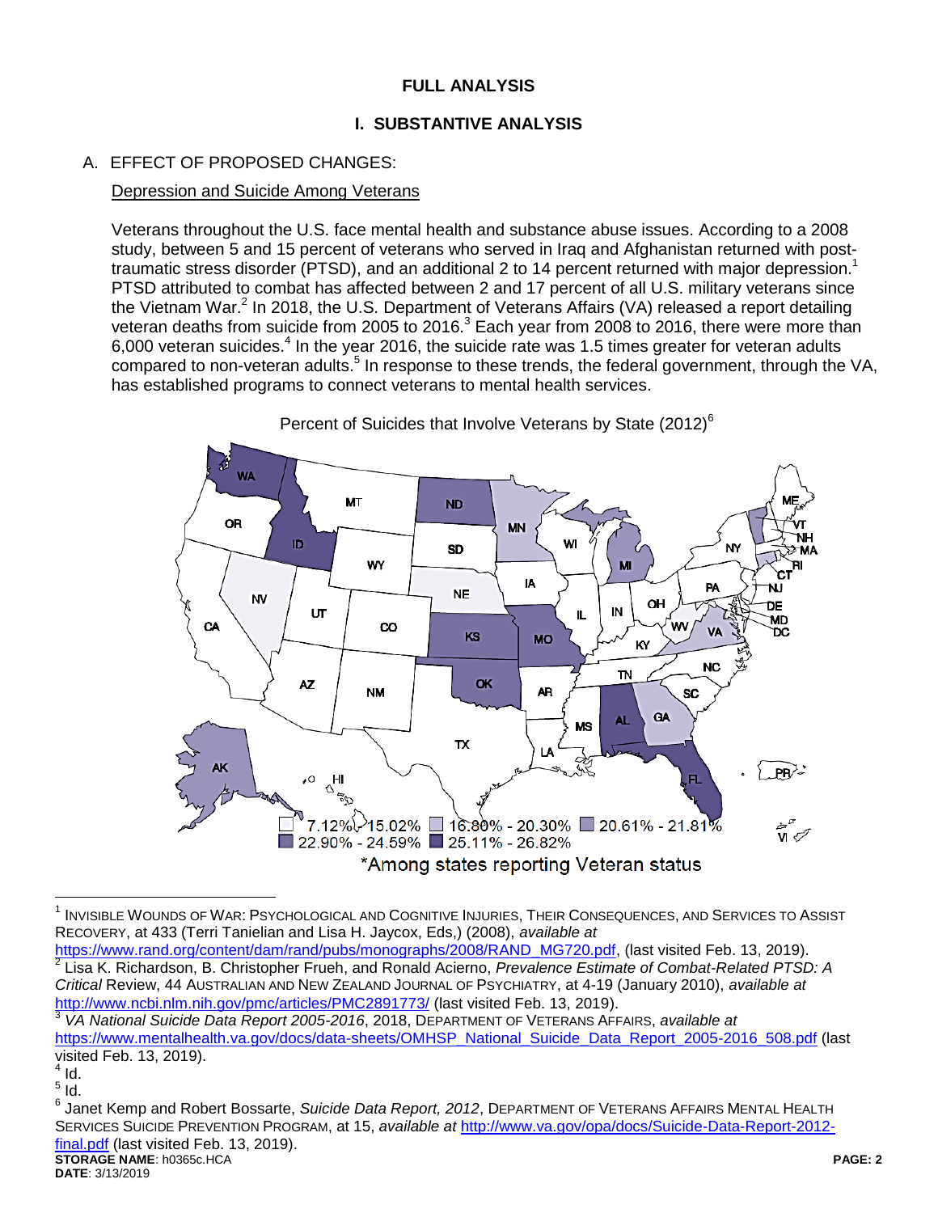## FULL ANALYSIS

## I. SUBSTANTIVE ANALYSIS

### A. EFFECT OF PROPOSED CHANGES:

Depression and Suicide Among Veterans

Veterans throughout the U.S. face mental health and substance abuse issues. According to a 2008 study, between 5 and 15 percent of veterans who served in Iraq and Afghanistan returned with post-traumatic stress disorder (PTSD), and an additional 2 to 14 percent returned with major depression.[1] PTSD attributed to combat has affected between 2 and 17 percent of all U.S. military veterans since the Vietnam War.[2] In 2018, the U.S. Department of Veterans Affairs (VA) released a report detailing veteran deaths from suicide from 2005 to 2016.[3] Each year from 2008 to 2016, there were more than 6,000 veteran suicides.[4] In the year 2016, the suicide rate was 1.5 times greater for veteran adults compared to non-veteran adults.[5] In response to these trends, the federal government, through the VA, has established programs to connect veterans to mental health services.

Percent of Suicides that Involve Veterans by State (2012)[6]

7.12% - 15.02% | 16.80% - 20.30% | 20.61% - 21.81% | 22.90% - 24.59% | 25.11% - 26.82%

*Among states reporting Veteran status

---

[1] INVISIBLE WOUNDS OF WAR: PSYCHOLOGICAL AND COGNITIVE INJURIES, THEIR CONSEQUENCES, AND SERVICES TO ASSIST RECOVERY, at 433 (Terri Tanielian and Lisa H. Jaycox, Eds,) (2008), *available at* https://www.rand.org/content/dam/rand/pubs/monographs/2008/RAND_MG720.pdf, (last visited Feb. 13, 2019).

[2] Lisa K. Richardson, B. Christopher Frueh, and Ronald Acierno, *Prevalence Estimate of Combat-Related PTSD: A Critical* Review, 44 AUSTRALIAN AND NEW ZEALAND JOURNAL OF PSYCHIATRY, at 4-19 (January 2010), *available at* http://www.ncbi.nlm.nih.gov/pmc/articles/PMC2891773/ (last visited Feb. 13, 2019).

[3] *VA National Suicide Data Report 2005-2016*, 2018, DEPARTMENT OF VETERANS AFFAIRS, *available at* https://www.mentalhealth.va.gov/docs/data-sheets/OMHSP_National_Suicide_Data_Report_2005-2016_508.pdf (last visited Feb. 13, 2019).

[4] Id.

[5] Id.

[6] Janet Kemp and Robert Bossarte, *Suicide Data Report, 2012*, DEPARTMENT OF VETERANS AFFAIRS MENTAL HEALTH SERVICES SUICIDE PREVENTION PROGRAM, at 15, *available at* http://www.va.gov/opa/docs/Suicide-Data-Report-2012-final.pdf (last visited Feb. 13, 2019).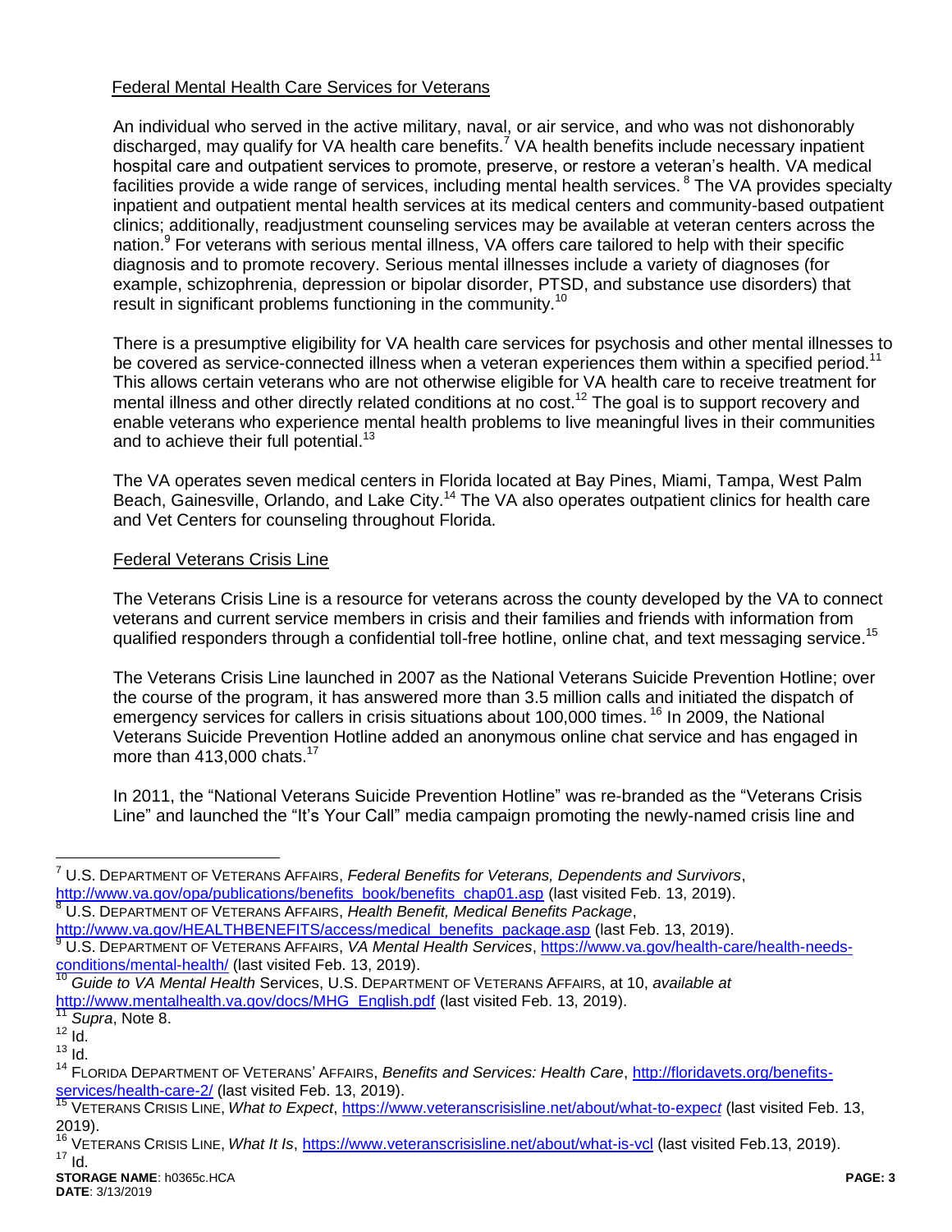Federal Mental Health Care Services for Veterans

An individual who served in the active military, naval, or air service, and who was not dishonorably discharged, may qualify for VA health care benefits.[7] VA health benefits include necessary inpatient hospital care and outpatient services to promote, preserve, or restore a veteran's health. VA medical facilities provide a wide range of services, including mental health services.[8] The VA provides specialty inpatient and outpatient mental health services at its medical centers and community-based outpatient clinics; additionally, readjustment counseling services may be available at veteran centers across the nation.[9] For veterans with serious mental illness, VA offers care tailored to help with their specific diagnosis and to promote recovery. Serious mental illnesses include a variety of diagnoses (for example, schizophrenia, depression or bipolar disorder, PTSD, and substance use disorders) that result in significant problems functioning in the community.[10]

There is a presumptive eligibility for VA health care services for psychosis and other mental illnesses to be covered as service-connected illness when a veteran experiences them within a specified period.[11] This allows certain veterans who are not otherwise eligible for VA health care to receive treatment for mental illness and other directly related conditions at no cost.[12] The goal is to support recovery and enable veterans who experience mental health problems to live meaningful lives in their communities and to achieve their full potential.[13]

The VA operates seven medical centers in Florida located at Bay Pines, Miami, Tampa, West Palm Beach, Gainesville, Orlando, and Lake City.[14] The VA also operates outpatient clinics for health care and Vet Centers for counseling throughout Florida.

Federal Veterans Crisis Line

The Veterans Crisis Line is a resource for veterans across the county developed by the VA to connect veterans and current service members in crisis and their families and friends with information from qualified responders through a confidential toll-free hotline, online chat, and text messaging service.[15]

The Veterans Crisis Line launched in 2007 as the National Veterans Suicide Prevention Hotline; over the course of the program, it has answered more than 3.5 million calls and initiated the dispatch of emergency services for callers in crisis situations about 100,000 times.[16] In 2009, the National Veterans Suicide Prevention Hotline added an anonymous online chat service and has engaged in more than 413,000 chats.[17]

In 2011, the "National Veterans Suicide Prevention Hotline" was re-branded as the "Veterans Crisis Line" and launched the "It's Your Call" media campaign promoting the newly-named crisis line and

---

[7] U.S. DEPARTMENT OF VETERANS AFFAIRS, *Federal Benefits for Veterans, Dependents and Survivors*, http://www.va.gov/opa/publications/benefits_book/benefits_chap01.asp (last visited Feb. 13, 2019).

[8] U.S. DEPARTMENT OF VETERANS AFFAIRS, *Health Benefit, Medical Benefits Package*, http://www.va.gov/HEALTHBENEFITS/access/medical_benefits_package.asp (last Feb. 13, 2019).

[9] U.S. DEPARTMENT OF VETERANS AFFAIRS, *VA Mental Health Services*, https://www.va.gov/health-care/health-needs-conditions/mental-health/ (last visited Feb. 13, 2019).

[10] *Guide to VA Mental Health* Services, U.S. DEPARTMENT OF VETERANS AFFAIRS, at 10, *available at* http://www.mentalhealth.va.gov/docs/MHG_English.pdf (last visited Feb. 13, 2019).

[11] *Supra*, Note 8.

[12] Id.

[13] Id.

[14] FLORIDA DEPARTMENT OF VETERANS' AFFAIRS, *Benefits and Services: Health Care*, http://floridavets.org/benefits-services/health-care-2/ (last visited Feb. 13, 2019).

[15] VETERANS CRISIS LINE, *What to Expect*, https://www.veteranscrisisline.net/about/what-to-expect (last visited Feb. 13, 2019).

[16] VETERANS CRISIS LINE, *What It Is*, https://www.veteranscrisisline.net/about/what-is-vcl (last visited Feb.13, 2019).

[17] Id.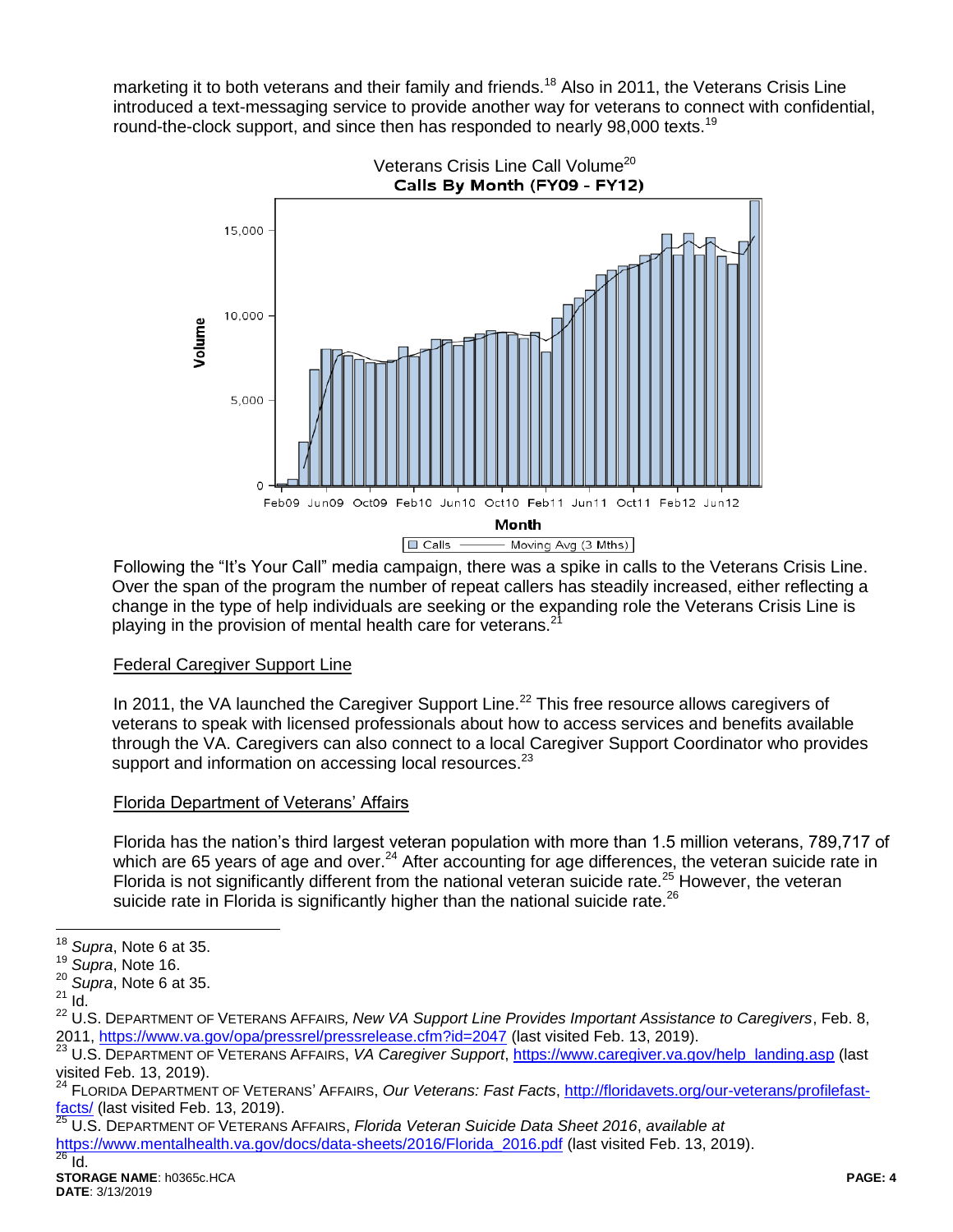marketing it to both veterans and their family and friends.[18] Also in 2011, the Veterans Crisis Line introduced a text-messaging service to provide another way for veterans to connect with confidential, round-the-clock support, and since then has responded to nearly 98,000 texts.[19]

Veterans Crisis Line Call Volume[20]

**Calls By Month (FY09 - FY12)**

Following the "It's Your Call" media campaign, there was a spike in calls to the Veterans Crisis Line. Over the span of the program the number of repeat callers has steadily increased, either reflecting a change in the type of help individuals are seeking or the expanding role the Veterans Crisis Line is playing in the provision of mental health care for veterans.[21]

Federal Caregiver Support Line

In 2011, the VA launched the Caregiver Support Line.[22] This free resource allows caregivers of veterans to speak with licensed professionals about how to access services and benefits available through the VA. Caregivers can also connect to a local Caregiver Support Coordinator who provides support and information on accessing local resources.[23]

Florida Department of Veterans' Affairs

Florida has the nation's third largest veteran population with more than 1.5 million veterans, 789,717 of which are 65 years of age and over.[24] After accounting for age differences, the veteran suicide rate in Florida is not significantly different from the national veteran suicide rate.[25] However, the veteran suicide rate in Florida is significantly higher than the national suicide rate.[26]

---

[18] *Supra*, Note 6 at 35.
[19] *Supra*, Note 16.
[20] *Supra*, Note 6 at 35.
[21] Id.
[22] U.S. Department of Veterans Affairs, *New VA Support Line Provides Important Assistance to Caregivers*, Feb. 8, 2011, https://www.va.gov/opa/pressrel/pressrelease.cfm?id=2047 (last visited Feb. 13, 2019).
[23] U.S. Department of Veterans Affairs, *VA Caregiver Support*, https://www.caregiver.va.gov/help_landing.asp (last visited Feb. 13, 2019).
[24] Florida Department of Veterans' Affairs, *Our Veterans: Fast Facts*, http://floridavets.org/our-veterans/profilefast-facts/ (last visited Feb. 13, 2019).
[25] U.S. Department of Veterans Affairs, *Florida Veteran Suicide Data Sheet 2016*, *available at* https://www.mentalhealth.va.gov/docs/data-sheets/2016/Florida_2016.pdf (last visited Feb. 13, 2019).
[26] Id.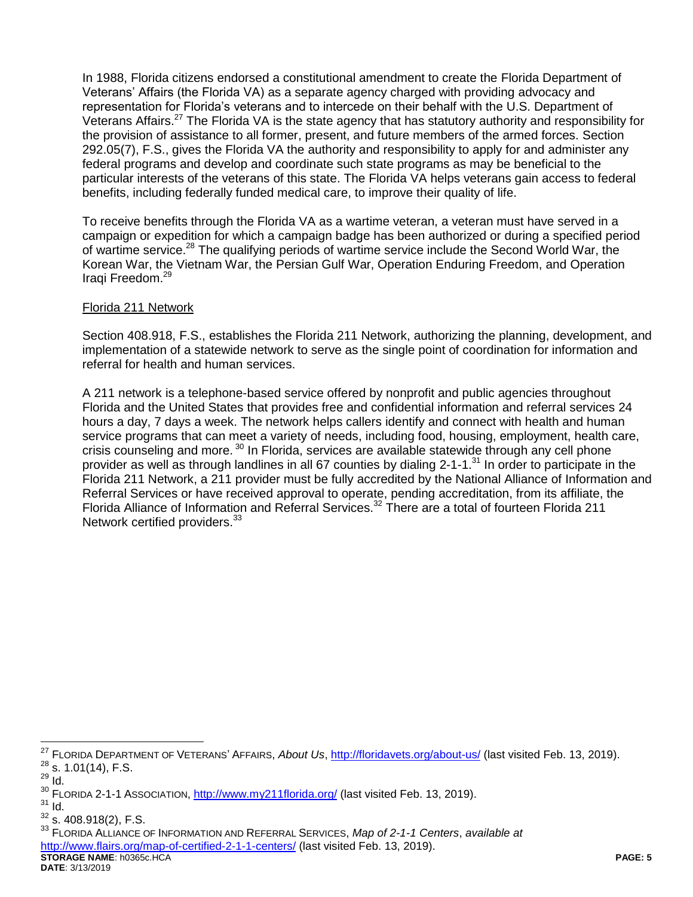In 1988, Florida citizens endorsed a constitutional amendment to create the Florida Department of Veterans' Affairs (the Florida VA) as a separate agency charged with providing advocacy and representation for Florida's veterans and to intercede on their behalf with the U.S. Department of Veterans Affairs.[27] The Florida VA is the state agency that has statutory authority and responsibility for the provision of assistance to all former, present, and future members of the armed forces. Section 292.05(7), F.S., gives the Florida VA the authority and responsibility to apply for and administer any federal programs and develop and coordinate such state programs as may be beneficial to the particular interests of the veterans of this state. The Florida VA helps veterans gain access to federal benefits, including federally funded medical care, to improve their quality of life.

To receive benefits through the Florida VA as a wartime veteran, a veteran must have served in a campaign or expedition for which a campaign badge has been authorized or during a specified period of wartime service.[28] The qualifying periods of wartime service include the Second World War, the Korean War, the Vietnam War, the Persian Gulf War, Operation Enduring Freedom, and Operation Iraqi Freedom.[29]

<u>Florida 211 Network</u>

Section 408.918, F.S., establishes the Florida 211 Network, authorizing the planning, development, and implementation of a statewide network to serve as the single point of coordination for information and referral for health and human services.

A 211 network is a telephone-based service offered by nonprofit and public agencies throughout Florida and the United States that provides free and confidential information and referral services 24 hours a day, 7 days a week. The network helps callers identify and connect with health and human service programs that can meet a variety of needs, including food, housing, employment, health care, crisis counseling and more.[30] In Florida, services are available statewide through any cell phone provider as well as through landlines in all 67 counties by dialing 2-1-1.[31] In order to participate in the Florida 211 Network, a 211 provider must be fully accredited by the National Alliance of Information and Referral Services or have received approval to operate, pending accreditation, from its affiliate, the Florida Alliance of Information and Referral Services.[32] There are a total of fourteen Florida 211 Network certified providers.[33]

---

[27] FLORIDA DEPARTMENT OF VETERANS' AFFAIRS, *About Us*, http://floridavets.org/about-us/ (last visited Feb. 13, 2019).
[28] s. 1.01(14), F.S.
[29] Id.
[30] FLORIDA 2-1-1 ASSOCIATION, http://www.my211florida.org/ (last visited Feb. 13, 2019).
[31] Id.
[32] s. 408.918(2), F.S.
[33] FLORIDA ALLIANCE OF INFORMATION AND REFERRAL SERVICES, *Map of 2-1-1 Centers*, *available at* http://www.flairs.org/map-of-certified-2-1-1-centers/ (last visited Feb. 13, 2019).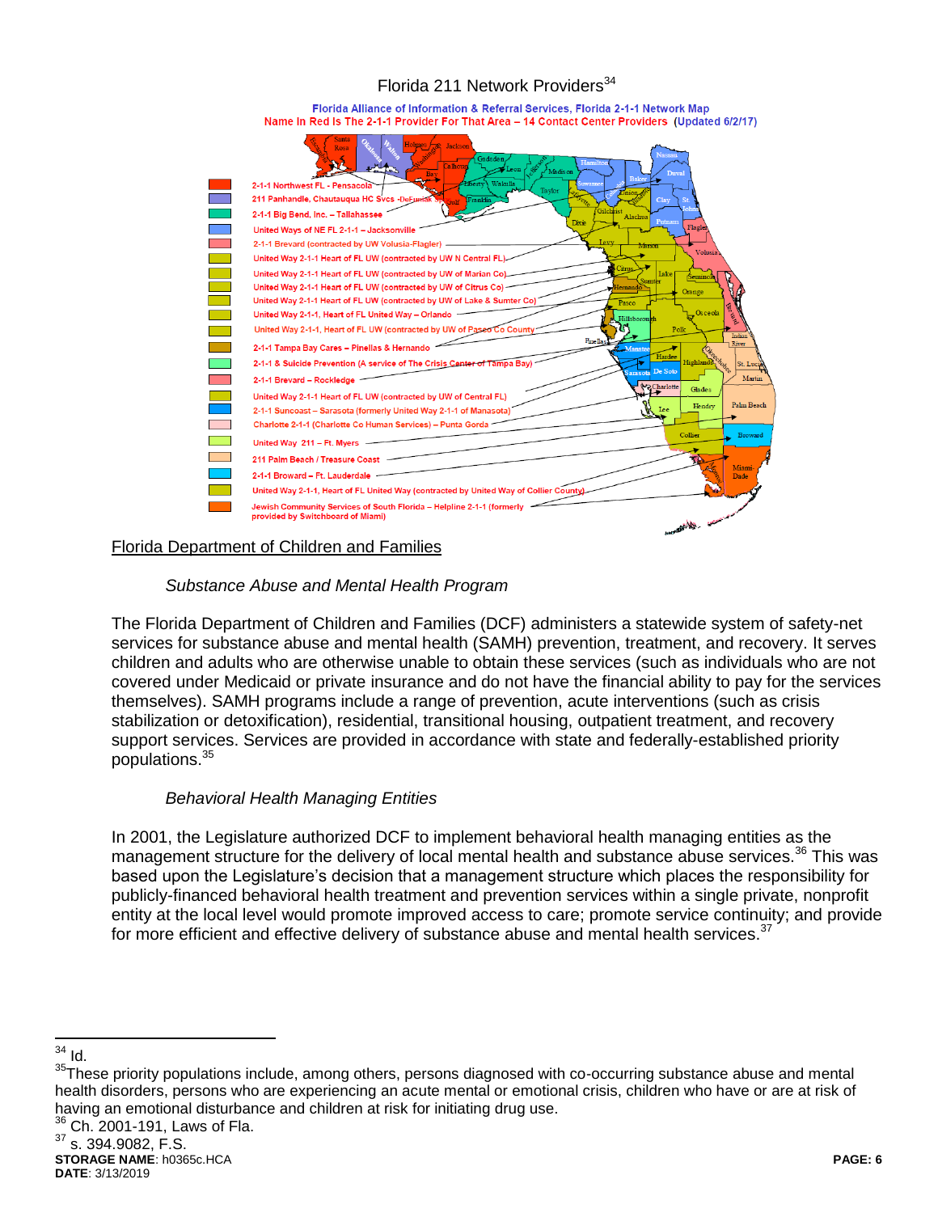Florida 211 Network Providers[34]

Florida Alliance of Information & Referral Services, Florida 2-1-1 Network Map
Name In Red Is The 2-1-1 Provider For That Area – 14 Contact Center Providers (Updated 6/2/17)

- 2-1-1 Northwest FL - Pensacola
- 211 Panhandle, Chautauqua HC Svcs -DeFuniak Springs
- 2-1-1 Big Bend, Inc. – Tallahassee
- United Ways of NE FL 2-1-1 – Jacksonville
- 2-1-1 Brevard (contracted by UW Volusia-Flagler)
- United Way 2-1-1 Heart of FL UW (contracted by UW N Central FL)
- United Way 2-1-1 Heart of FL UW (contracted by UW of Marian Co)
- United Way 2-1-1 Heart of FL UW (contracted by UW of Citrus Co)
- United Way 2-1-1 Heart of FL UW (contracted by UW of Lake & Sumter Co)
- United Way 2-1-1, Heart of FL United Way – Orlando
- United Way 2-1-1, Heart of FL UW (contracted by UW of Pasco Co County
- 2-1-1 Tampa Bay Cares – Pinellas & Hernando
- 2-1-1 & Suicide Prevention (A service of The Crisis Center of Tampa Bay)
- 2-1-1 Brevard – Rockledge
- United Way 2-1-1 Heart of FL UW (contracted by UW of Central FL)
- 2-1-1 Suncoast – Sarasota (formerly United Way 2-1-1 of Manasota)
- Charlotte 2-1-1 (Charlotte Co Human Services) – Punta Gorda
- United Way 211 – Ft. Myers
- 211 Palm Beach / Treasure Coast
- 2-1-1 Broward – Ft. Lauderdale
- United Way 2-1-1, Heart of FL United Way (contracted by United Way of Collier County)
- Jewish Community Services of South Florida – Helpline 2-1-1 (formerly provided by Switchboard of Miami)

## Florida Department of Children and Families

### *Substance Abuse and Mental Health Program*

The Florida Department of Children and Families (DCF) administers a statewide system of safety-net services for substance abuse and mental health (SAMH) prevention, treatment, and recovery. It serves children and adults who are otherwise unable to obtain these services (such as individuals who are not covered under Medicaid or private insurance and do not have the financial ability to pay for the services themselves). SAMH programs include a range of prevention, acute interventions (such as crisis stabilization or detoxification), residential, transitional housing, outpatient treatment, and recovery support services. Services are provided in accordance with state and federally-established priority populations.[35]

### *Behavioral Health Managing Entities*

In 2001, the Legislature authorized DCF to implement behavioral health managing entities as the management structure for the delivery of local mental health and substance abuse services.[36] This was based upon the Legislature's decision that a management structure which places the responsibility for publicly-financed behavioral health treatment and prevention services within a single private, nonprofit entity at the local level would promote improved access to care; promote service continuity; and provide for more efficient and effective delivery of substance abuse and mental health services.[37]

---

[34] Id.

[35] These priority populations include, among others, persons diagnosed with co-occurring substance abuse and mental health disorders, persons who are experiencing an acute mental or emotional crisis, children who have or are at risk of having an emotional disturbance and children at risk for initiating drug use.

[36] Ch. 2001-191, Laws of Fla.

[37] s. 394.9082, F.S.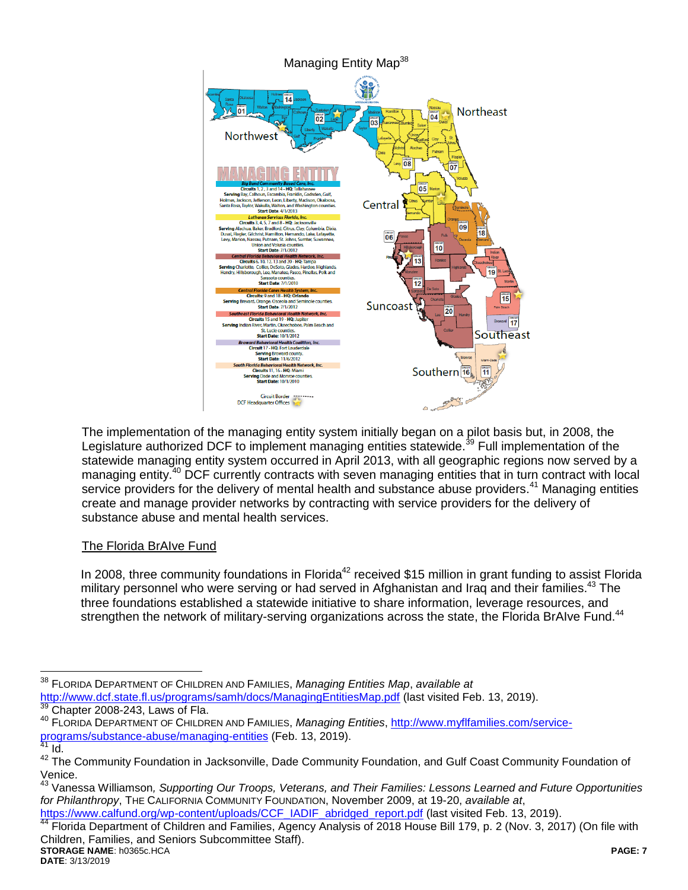Managing Entity Map[38]

MANAGING ENTITY

**Big Bend Community Based Care, Inc.**
Circuits 1, 2, 3 and 14 - HQ: Tallahassee
Serving Bay, Calhoun, Escambia, Franklin, Gadsden, Gulf, Holmes, Jackson, Jefferson, Leon, Liberty, Madison, Okaloosa, Santa Rosa, Taylor, Wakulla, Walton, and Washington counties.
Start Date: 4/1/2013

**Lutheran Services Florida, Inc.**
Circuits 3, 4, 5, 7 and 8 - HQ: Jacksonville
Serving Alachua, Baker, Bradford, Citrus, Clay, Columbia, Dixie, Duval, Flagler, Gilchrist, Hamilton, Hernando, Lake, Lafayette, Levy, Marion, Nassau, Putnam, St. Johns, Sumter, Suwannee, Union and Volusia counties.
Start Date: 7/1/2012

**Central Florida Behavioral Health Network, Inc.**
Circuits 6, 10, 12, 13 and 20 - HQ: Tampa
Serving Charlotte, Collier, DeSoto, Glades, Hardee, Highlands, Hendry, Hillsborough, Lee, Manatee, Pasco, Pinellas, Polk and Sarasota counties.
Start Date: 7/1/2010

**Central Florida Cares Health System, Inc.**
Circuits 9 and 18 - HQ: Orlando
Serving Brevard, Orange, Osceola and Seminole counties.
Start Date: 7/1/2012

**Southeast Florida Behavioral Health Network, Inc.**
Circuits 15 and 19 - HQ: Jupiter
Serving Indian River, Martin, Okeechobee, Palm Beach and St. Lucie counties.
Start Date: 10/1/2012

**Broward Behavioral Health Coalition, Inc.**
Circuit 17 - HQ: Fort Lauderdale
Serving Broward county.
Start Date: 11/6/2012

**South Florida Behavioral Health Network, Inc.**
Circuits 11, 16 - HQ: Miami
Serving Dade and Monroe counties.
Start Date: 10/1/2010

Circuit Border
DCF Headquarter Offices

The implementation of the managing entity system initially began on a pilot basis but, in 2008, the Legislature authorized DCF to implement managing entities statewide.[39] Full implementation of the statewide managing entity system occurred in April 2013, with all geographic regions now served by a managing entity.[40] DCF currently contracts with seven managing entities that in turn contract with local service providers for the delivery of mental health and substance abuse providers.[41] Managing entities create and manage provider networks by contracting with service providers for the delivery of substance abuse and mental health services.

<u>The Florida BrAIve Fund</u>

In 2008, three community foundations in Florida[42] received $15 million in grant funding to assist Florida military personnel who were serving or had served in Afghanistan and Iraq and their families.[43] The three foundations established a statewide initiative to share information, leverage resources, and strengthen the network of military-serving organizations across the state, the Florida BrAIve Fund.[44]

---

[38] FLORIDA DEPARTMENT OF CHILDREN AND FAMILIES, *Managing Entities Map*, *available at* http://www.dcf.state.fl.us/programs/samh/docs/ManagingEntitiesMap.pdf (last visited Feb. 13, 2019).

[39] Chapter 2008-243, Laws of Fla.

[40] FLORIDA DEPARTMENT OF CHILDREN AND FAMILIES, *Managing Entities*, http://www.myflfamilies.com/service-programs/substance-abuse/managing-entities (Feb. 13, 2019).

[41] Id.

[42] The Community Foundation in Jacksonville, Dade Community Foundation, and Gulf Coast Community Foundation of Venice.

[43] Vanessa Williamson, *Supporting Our Troops, Veterans, and Their Families: Lessons Learned and Future Opportunities for Philanthropy*, THE CALIFORNIA COMMUNITY FOUNDATION, November 2009, at 19-20, *available at*, https://www.calfund.org/wp-content/uploads/CCF_IADIF_abridged_report.pdf (last visited Feb. 13, 2019).

[44] Florida Department of Children and Families, Agency Analysis of 2018 House Bill 179, p. 2 (Nov. 3, 2017) (On file with Children, Families, and Seniors Subcommittee Staff).

**STORAGE NAME**: h0365c.HCA
**DATE**: 3/13/2019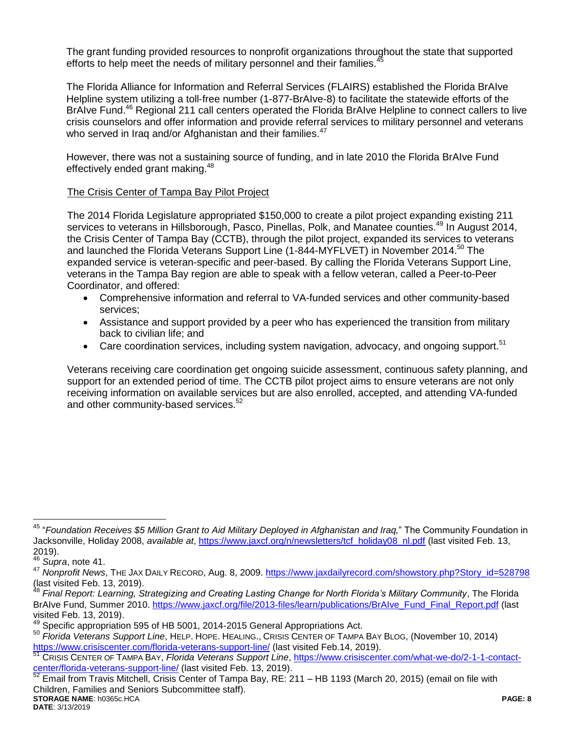The grant funding provided resources to nonprofit organizations throughout the state that supported efforts to help meet the needs of military personnel and their families.[45]

The Florida Alliance for Information and Referral Services (FLAIRS) established the Florida BrAIve Helpline system utilizing a toll-free number (1-877-BrAIve-8) to facilitate the statewide efforts of the BrAIve Fund.[46] Regional 211 call centers operated the Florida BrAIve Helpline to connect callers to live crisis counselors and offer information and provide referral services to military personnel and veterans who served in Iraq and/or Afghanistan and their families.[47]

However, there was not a sustaining source of funding, and in late 2010 the Florida BrAIve Fund effectively ended grant making.[48]

The Crisis Center of Tampa Bay Pilot Project

The 2014 Florida Legislature appropriated $150,000 to create a pilot project expanding existing 211 services to veterans in Hillsborough, Pasco, Pinellas, Polk, and Manatee counties.[49] In August 2014, the Crisis Center of Tampa Bay (CCTB), through the pilot project, expanded its services to veterans and launched the Florida Veterans Support Line (1-844-MYFLVET) in November 2014.[50] The expanded service is veteran-specific and peer-based. By calling the Florida Veterans Support Line, veterans in the Tampa Bay region are able to speak with a fellow veteran, called a Peer-to-Peer Coordinator, and offered:

- Comprehensive information and referral to VA-funded services and other community-based services;
- Assistance and support provided by a peer who has experienced the transition from military back to civilian life; and
- Care coordination services, including system navigation, advocacy, and ongoing support.[51]

Veterans receiving care coordination get ongoing suicide assessment, continuous safety planning, and support for an extended period of time. The CCTB pilot project aims to ensure veterans are not only receiving information on available services but are also enrolled, accepted, and attending VA-funded and other community-based services.[52]

---

[45] "*Foundation Receives $5 Million Grant to Aid Military Deployed in Afghanistan and Iraq,*" The Community Foundation in Jacksonville, Holiday 2008, *available at*, https://www.jaxcf.org/n/newsletters/tcf_holiday08_nl.pdf (last visited Feb. 13, 2019).

[46] *Supra*, note 41.

[47] *Nonprofit News*, THE JAX DAILY RECORD, Aug. 8, 2009. https://www.jaxdailyrecord.com/showstory.php?Story_id=528798 (last visited Feb. 13, 2019).

[48] *Final Report: Learning, Strategizing and Creating Lasting Change for North Florida's Military Community*, The Florida BrAIve Fund, Summer 2010. https://www.jaxcf.org/file/2013-files/learn/publications/BrAIve_Fund_Final_Report.pdf (last visited Feb. 13, 2019).

[49] Specific appropriation 595 of HB 5001, 2014-2015 General Appropriations Act.

[50] *Florida Veterans Support Line*, HELP. HOPE. HEALING., CRISIS CENTER OF TAMPA BAY BLOG, (November 10, 2014) https://www.crisiscenter.com/florida-veterans-support-line/ (last visited Feb.14, 2019).

[51] CRISIS CENTER OF TAMPA BAY, *Florida Veterans Support Line*, https://www.crisiscenter.com/what-we-do/2-1-1-contact-center/florida-veterans-support-line/ (last visited Feb. 13, 2019).

[52] Email from Travis Mitchell, Crisis Center of Tampa Bay, RE: 211 – HB 1193 (March 20, 2015) (email on file with Children, Families and Seniors Subcommittee staff).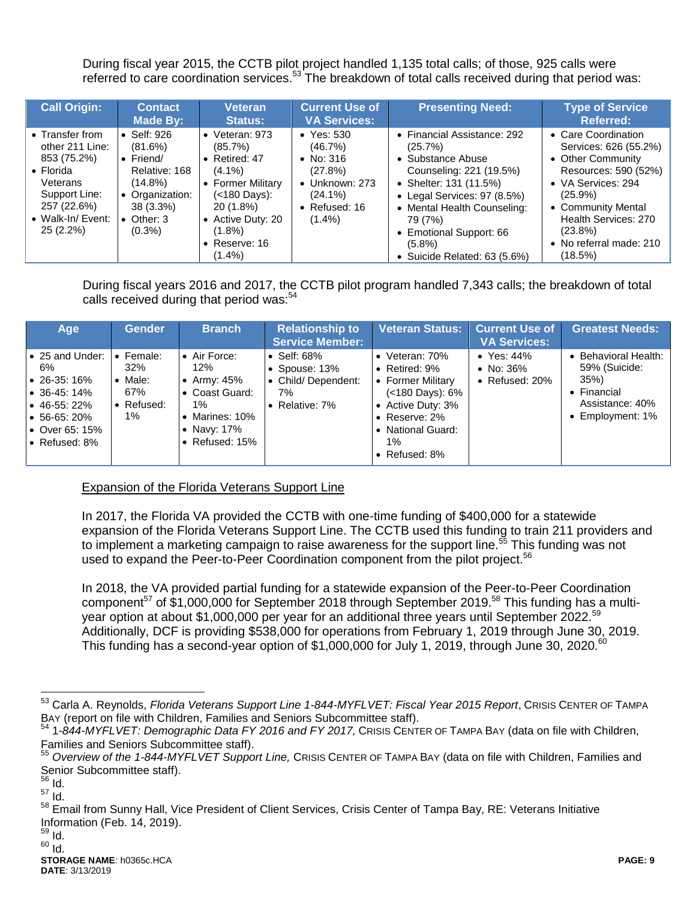During fiscal year 2015, the CCTB pilot project handled 1,135 total calls; of those, 925 calls were referred to care coordination services.[53] The breakdown of total calls received during that period was:

| Call Origin: | Contact Made By: | Veteran Status: | Current Use of VA Services: | Presenting Need: | Type of Service Referred: |
|---|---|---|---|---|---|
| • Transfer from other 211 Line: 853 (75.2%)<br>• Florida Veterans Support Line: 257 (22.6%)<br>• Walk-In/ Event: 25 (2.2%) | • Self: 926 (81.6%)<br>• Friend/ Relative: 168 (14.8%)<br>• Organization: 38 (3.3%)<br>• Other: 3 (0.3%) | • Veteran: 973 (85.7%)<br>• Retired: 47 (4.1%)<br>• Former Military (<180 Days): 20 (1.8%)<br>• Active Duty: 20 (1.8%)<br>• Reserve: 16 (1.4%) | • Yes: 530 (46.7%)<br>• No: 316 (27.8%)<br>• Unknown: 273 (24.1%)<br>• Refused: 16 (1.4%) | • Financial Assistance: 292 (25.7%)<br>• Substance Abuse Counseling: 221 (19.5%)<br>• Shelter: 131 (11.5%)<br>• Legal Services: 97 (8.5%)<br>• Mental Health Counseling: 79 (7%)<br>• Emotional Support: 66 (5.8%)<br>• Suicide Related: 63 (5.6%) | • Care Coordination Services: 626 (55.2%)<br>• Other Community Resources: 590 (52%)<br>• VA Services: 294 (25.9%)<br>• Community Mental Health Services: 270 (23.8%)<br>• No referral made: 210 (18.5%) |

During fiscal years 2016 and 2017, the CCTB pilot program handled 7,343 calls; the breakdown of total calls received during that period was:[54]

| Age | Gender | Branch | Relationship to Service Member: | Veteran Status: | Current Use of VA Services: | Greatest Needs: |
|---|---|---|---|---|---|---|
| • 25 and Under: 6%<br>• 26-35: 16%<br>• 36-45: 14%<br>• 46-55: 22%<br>• 56-65: 20%<br>• Over 65: 15%<br>• Refused: 8% | • Female: 32%<br>• Male: 67%<br>• Refused: 1% | • Air Force: 12%<br>• Army: 45%<br>• Coast Guard: 1%<br>• Marines: 10%<br>• Navy: 17%<br>• Refused: 15% | • Self: 68%<br>• Spouse: 13%<br>• Child/ Dependent: 7%<br>• Relative: 7% | • Veteran: 70%<br>• Retired: 9%<br>• Former Military (<180 Days): 6%<br>• Active Duty: 3%<br>• Reserve: 2%<br>• National Guard: 1%<br>• Refused: 8% | • Yes: 44%<br>• No: 36%<br>• Refused: 20% | • Behavioral Health: 59% (Suicide: 35%)<br>• Financial Assistance: 40%<br>• Employment: 1% |

<u>Expansion of the Florida Veterans Support Line</u>

In 2017, the Florida VA provided the CCTB with one-time funding of $400,000 for a statewide expansion of the Florida Veterans Support Line. The CCTB used this funding to train 211 providers and to implement a marketing campaign to raise awareness for the support line.[55] This funding was not used to expand the Peer-to-Peer Coordination component from the pilot project.[56]

In 2018, the VA provided partial funding for a statewide expansion of the Peer-to-Peer Coordination component[57] of $1,000,000 for September 2018 through September 2019.[58] This funding has a multi-year option at about $1,000,000 per year for an additional three years until September 2022.[59] Additionally, DCF is providing $538,000 for operations from February 1, 2019 through June 30, 2019. This funding has a second-year option of $1,000,000 for July 1, 2019, through June 30, 2020.[60]

---

[53] Carla A. Reynolds, *Florida Veterans Support Line 1-844-MYFLVET: Fiscal Year 2015 Report*, CRISIS CENTER OF TAMPA BAY (report on file with Children, Families and Seniors Subcommittee staff).

[54] 1-*844-MYFLVET: Demographic Data FY 2016 and FY 2017,* CRISIS CENTER OF TAMPA BAY (data on file with Children, Families and Seniors Subcommittee staff).

[55] *Overview of the 1-844-MYFLVET Support Line,* CRISIS CENTER OF TAMPA BAY (data on file with Children, Families and Senior Subcommittee staff).

[56] Id.

[57] Id.

[58] Email from Sunny Hall, Vice President of Client Services, Crisis Center of Tampa Bay, RE: Veterans Initiative Information (Feb. 14, 2019).

[59] Id.

[60] Id.

**STORAGE NAME**: h0365c.HCA
**DATE**: 3/13/2019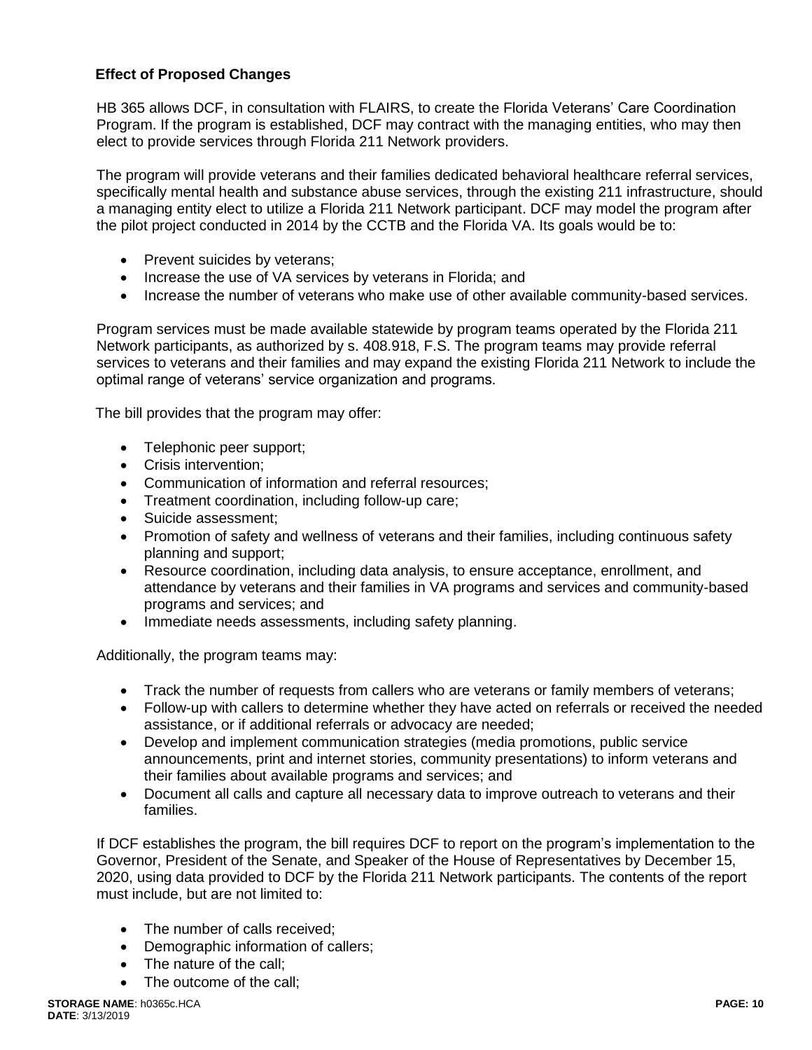**Effect of Proposed Changes**

HB 365 allows DCF, in consultation with FLAIRS, to create the Florida Veterans' Care Coordination Program. If the program is established, DCF may contract with the managing entities, who may then elect to provide services through Florida 211 Network providers.

The program will provide veterans and their families dedicated behavioral healthcare referral services, specifically mental health and substance abuse services, through the existing 211 infrastructure, should a managing entity elect to utilize a Florida 211 Network participant. DCF may model the program after the pilot project conducted in 2014 by the CCTB and the Florida VA. Its goals would be to:

- Prevent suicides by veterans;
- Increase the use of VA services by veterans in Florida; and
- Increase the number of veterans who make use of other available community-based services.

Program services must be made available statewide by program teams operated by the Florida 211 Network participants, as authorized by s. 408.918, F.S. The program teams may provide referral services to veterans and their families and may expand the existing Florida 211 Network to include the optimal range of veterans' service organization and programs.

The bill provides that the program may offer:

- Telephonic peer support;
- Crisis intervention;
- Communication of information and referral resources;
- Treatment coordination, including follow-up care;
- Suicide assessment;
- Promotion of safety and wellness of veterans and their families, including continuous safety planning and support;
- Resource coordination, including data analysis, to ensure acceptance, enrollment, and attendance by veterans and their families in VA programs and services and community-based programs and services; and
- Immediate needs assessments, including safety planning.

Additionally, the program teams may:

- Track the number of requests from callers who are veterans or family members of veterans;
- Follow-up with callers to determine whether they have acted on referrals or received the needed assistance, or if additional referrals or advocacy are needed;
- Develop and implement communication strategies (media promotions, public service announcements, print and internet stories, community presentations) to inform veterans and their families about available programs and services; and
- Document all calls and capture all necessary data to improve outreach to veterans and their families.

If DCF establishes the program, the bill requires DCF to report on the program's implementation to the Governor, President of the Senate, and Speaker of the House of Representatives by December 15, 2020, using data provided to DCF by the Florida 211 Network participants. The contents of the report must include, but are not limited to:

- The number of calls received;
- Demographic information of callers;
- The nature of the call;
- The outcome of the call;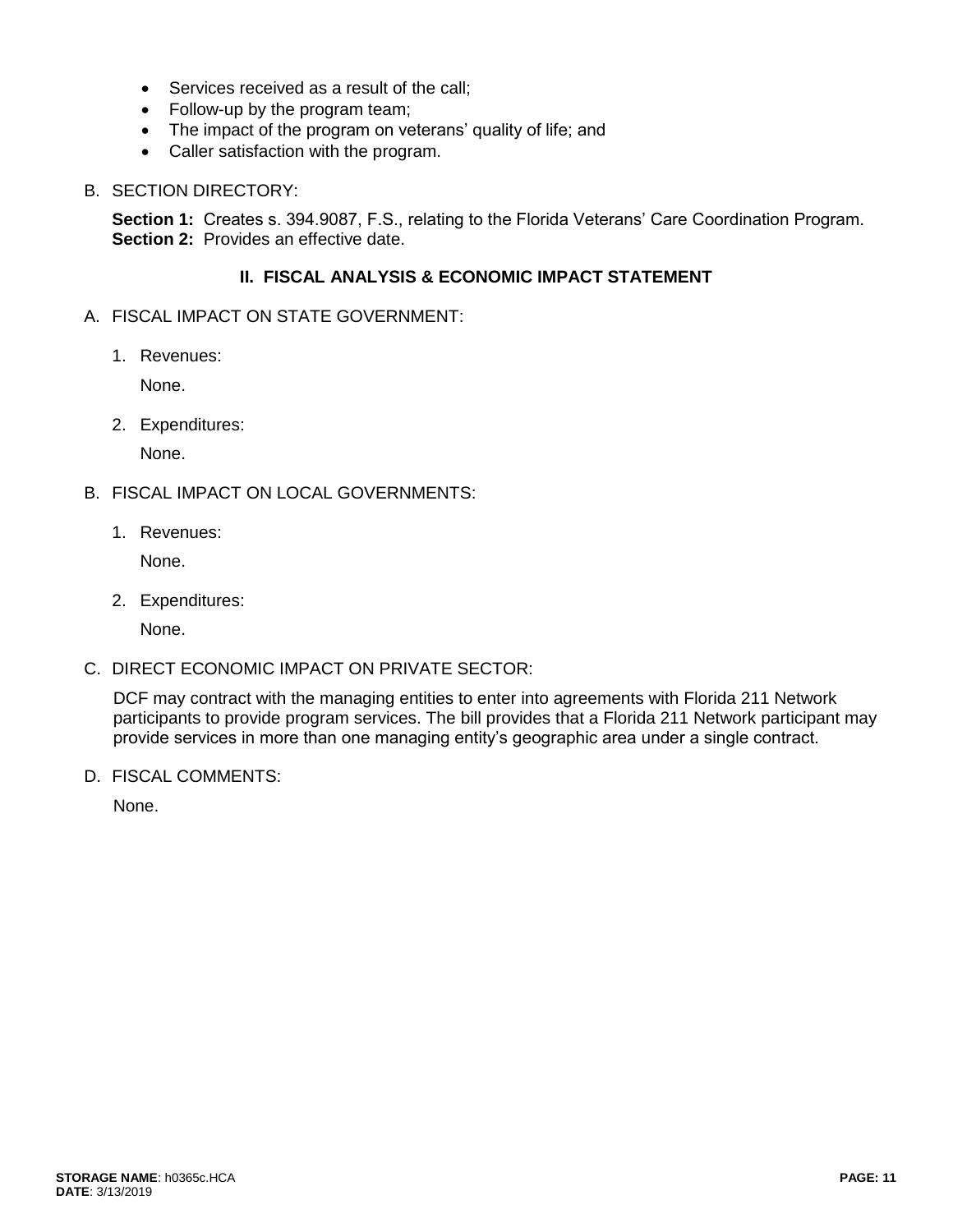- Services received as a result of the call;
- Follow-up by the program team;
- The impact of the program on veterans' quality of life; and
- Caller satisfaction with the program.

B. SECTION DIRECTORY:

**Section 1:** Creates s. 394.9087, F.S., relating to the Florida Veterans' Care Coordination Program.
**Section 2:** Provides an effective date.

## II. FISCAL ANALYSIS & ECONOMIC IMPACT STATEMENT

A. FISCAL IMPACT ON STATE GOVERNMENT:

1. Revenues:

   None.

2. Expenditures:

   None.

B. FISCAL IMPACT ON LOCAL GOVERNMENTS:

1. Revenues:

   None.

2. Expenditures:

   None.

C. DIRECT ECONOMIC IMPACT ON PRIVATE SECTOR:

DCF may contract with the managing entities to enter into agreements with Florida 211 Network participants to provide program services. The bill provides that a Florida 211 Network participant may provide services in more than one managing entity's geographic area under a single contract.

D. FISCAL COMMENTS:

None.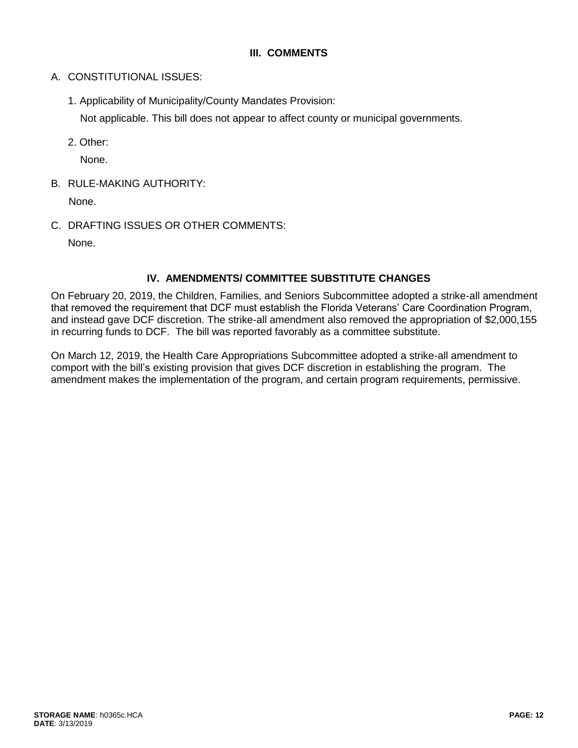## III. COMMENTS

A. CONSTITUTIONAL ISSUES:

1. Applicability of Municipality/County Mandates Provision:

   Not applicable. This bill does not appear to affect county or municipal governments.

2. Other:

   None.

B. RULE-MAKING AUTHORITY:

   None.

C. DRAFTING ISSUES OR OTHER COMMENTS:

   None.

## IV. AMENDMENTS/ COMMITTEE SUBSTITUTE CHANGES

On February 20, 2019, the Children, Families, and Seniors Subcommittee adopted a strike-all amendment that removed the requirement that DCF must establish the Florida Veterans' Care Coordination Program, and instead gave DCF discretion. The strike-all amendment also removed the appropriation of $2,000,155 in recurring funds to DCF. The bill was reported favorably as a committee substitute.

On March 12, 2019, the Health Care Appropriations Subcommittee adopted a strike-all amendment to comport with the bill's existing provision that gives DCF discretion in establishing the program. The amendment makes the implementation of the program, and certain program requirements, permissive.